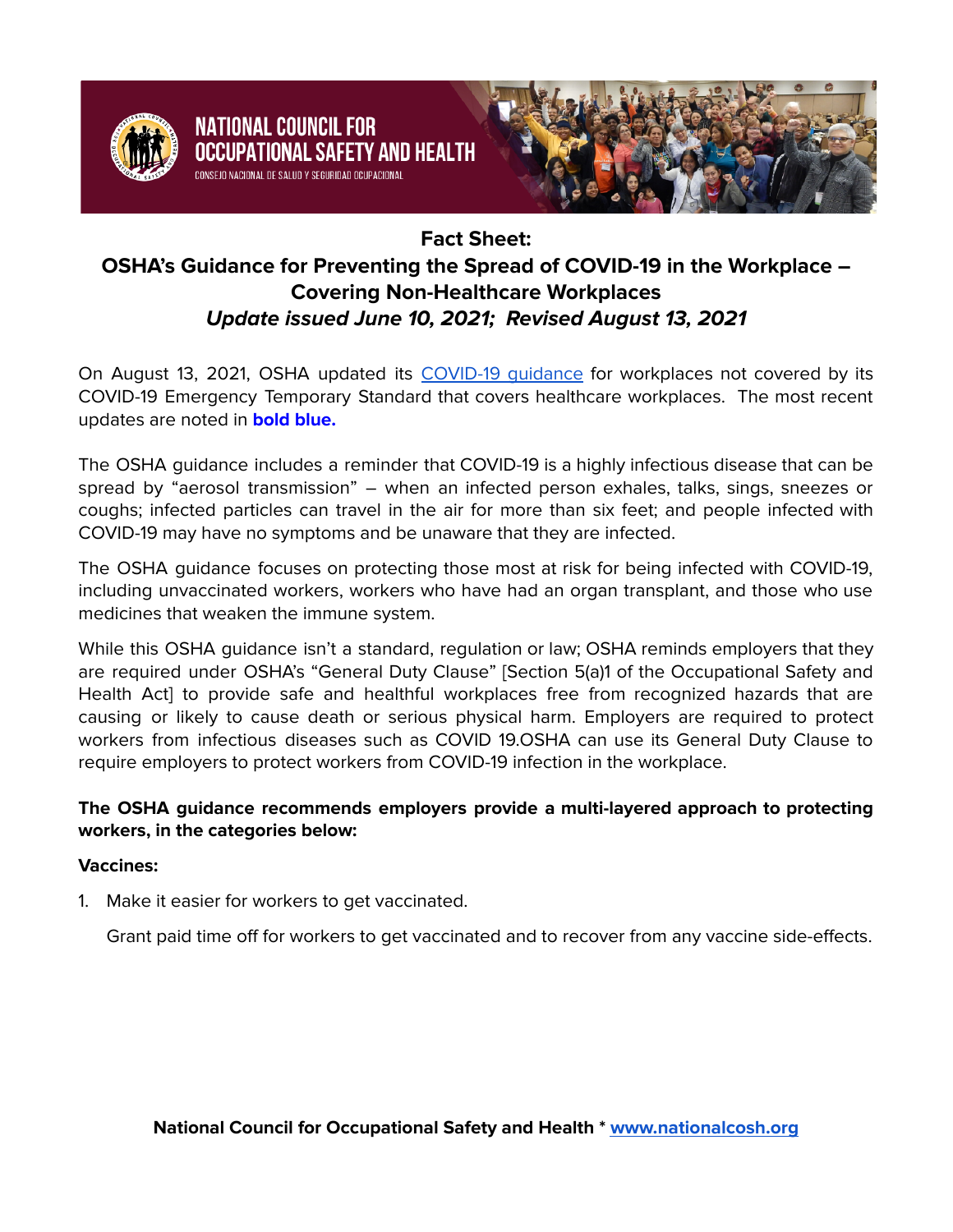NATIONAL COUNCIL FOR OCCUPATIONAL SAFETY AND HEALTH

CONSEJO NACIONAL DE SALUD Y SEGURIDAD OCUPACIONAL

# Fact Sheet:
# OSHA's Guidance for Preventing the Spread of COVID-19 in the Workplace – Covering Non-Healthcare Workplaces

***Update issued June 10, 2021; Revised August 13, 2021***

On August 13, 2021, OSHA updated its [COVID-19 guidance](#) for workplaces not covered by its COVID-19 Emergency Temporary Standard that covers healthcare workplaces. The most recent updates are noted in **bold blue.**

The OSHA guidance includes a reminder that COVID-19 is a highly infectious disease that can be spread by "aerosol transmission" – when an infected person exhales, talks, sings, sneezes or coughs; infected particles can travel in the air for more than six feet; and people infected with COVID-19 may have no symptoms and be unaware that they are infected.

The OSHA guidance focuses on protecting those most at risk for being infected with COVID-19, including unvaccinated workers, workers who have had an organ transplant, and those who use medicines that weaken the immune system.

While this OSHA guidance isn't a standard, regulation or law; OSHA reminds employers that they are required under OSHA's "General Duty Clause" [Section 5(a)1 of the Occupational Safety and Health Act] to provide safe and healthful workplaces free from recognized hazards that are causing or likely to cause death or serious physical harm. Employers are required to protect workers from infectious diseases such as COVID 19.OSHA can use its General Duty Clause to require employers to protect workers from COVID-19 infection in the workplace.

**The OSHA guidance recommends employers provide a multi-layered approach to protecting workers, in the categories below:**

**Vaccines:**

1. Make it easier for workers to get vaccinated.

   Grant paid time off for workers to get vaccinated and to recover from any vaccine side-effects.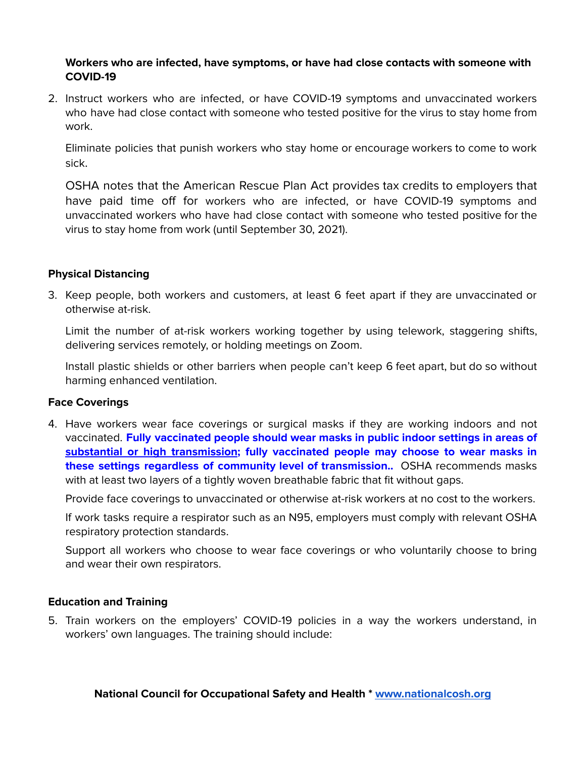**Workers who are infected, have symptoms, or have had close contacts with someone with COVID-19**

2. Instruct workers who are infected, or have COVID-19 symptoms and unvaccinated workers who have had close contact with someone who tested positive for the virus to stay home from work.

   Eliminate policies that punish workers who stay home or encourage workers to come to work sick.

   OSHA notes that the American Rescue Plan Act provides tax credits to employers that have paid time off for workers who are infected, or have COVID-19 symptoms and unvaccinated workers who have had close contact with someone who tested positive for the virus to stay home from work (until September 30, 2021).

### Physical Distancing

3. Keep people, both workers and customers, at least 6 feet apart if they are unvaccinated or otherwise at-risk.

   Limit the number of at-risk workers working together by using telework, staggering shifts, delivering services remotely, or holding meetings on Zoom.

   Install plastic shields or other barriers when people can't keep 6 feet apart, but do so without harming enhanced ventilation.

### Face Coverings

4. Have workers wear face coverings or surgical masks if they are working indoors and not vaccinated. **Fully vaccinated people should wear masks in public indoor settings in areas of substantial or high transmission; fully vaccinated people may choose to wear masks in these settings regardless of community level of transmission..** OSHA recommends masks with at least two layers of a tightly woven breathable fabric that fit without gaps.

   Provide face coverings to unvaccinated or otherwise at-risk workers at no cost to the workers.

   If work tasks require a respirator such as an N95, employers must comply with relevant OSHA respiratory protection standards.

   Support all workers who choose to wear face coverings or who voluntarily choose to bring and wear their own respirators.

### Education and Training

5. Train workers on the employers' COVID-19 policies in a way the workers understand, in workers' own languages. The training should include: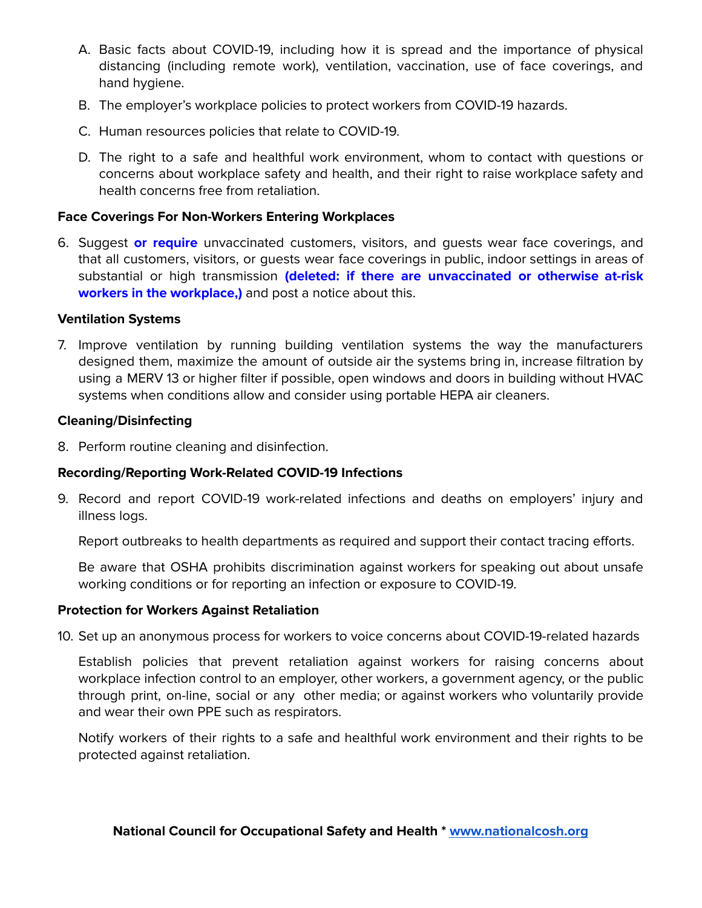A. Basic facts about COVID-19, including how it is spread and the importance of physical distancing (including remote work), ventilation, vaccination, use of face coverings, and hand hygiene.

B. The employer's workplace policies to protect workers from COVID-19 hazards.

C. Human resources policies that relate to COVID-19.

D. The right to a safe and healthful work environment, whom to contact with questions or concerns about workplace safety and health, and their right to raise workplace safety and health concerns free from retaliation.

**Face Coverings For Non-Workers Entering Workplaces**

6. Suggest **or require** unvaccinated customers, visitors, and guests wear face coverings, and that all customers, visitors, or guests wear face coverings in public, indoor settings in areas of substantial or high transmission **(deleted: if there are unvaccinated or otherwise at-risk workers in the workplace,)** and post a notice about this.

**Ventilation Systems**

7. Improve ventilation by running building ventilation systems the way the manufacturers designed them, maximize the amount of outside air the systems bring in, increase filtration by using a MERV 13 or higher filter if possible, open windows and doors in building without HVAC systems when conditions allow and consider using portable HEPA air cleaners.

**Cleaning/Disinfecting**

8. Perform routine cleaning and disinfection.

**Recording/Reporting Work-Related COVID-19 Infections**

9. Record and report COVID-19 work-related infections and deaths on employers' injury and illness logs.

   Report outbreaks to health departments as required and support their contact tracing efforts.

   Be aware that OSHA prohibits discrimination against workers for speaking out about unsafe working conditions or for reporting an infection or exposure to COVID-19.

**Protection for Workers Against Retaliation**

10. Set up an anonymous process for workers to voice concerns about COVID-19-related hazards

    Establish policies that prevent retaliation against workers for raising concerns about workplace infection control to an employer, other workers, a government agency, or the public through print, on-line, social or any other media; or against workers who voluntarily provide and wear their own PPE such as respirators.

    Notify workers of their rights to a safe and healthful work environment and their rights to be protected against retaliation.

**National Council for Occupational Safety and Health * [www.nationalcosh.org](http://www.nationalcosh.org)**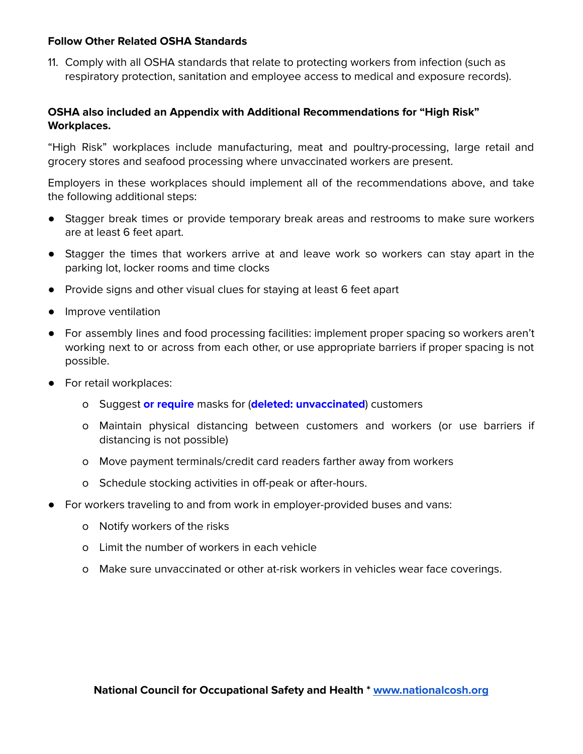**Follow Other Related OSHA Standards**

11. Comply with all OSHA standards that relate to protecting workers from infection (such as respiratory protection, sanitation and employee access to medical and exposure records).

**OSHA also included an Appendix with Additional Recommendations for "High Risk" Workplaces.**

"High Risk" workplaces include manufacturing, meat and poultry-processing, large retail and grocery stores and seafood processing where unvaccinated workers are present.

Employers in these workplaces should implement all of the recommendations above, and take the following additional steps:

- Stagger break times or provide temporary break areas and restrooms to make sure workers are at least 6 feet apart.
- Stagger the times that workers arrive at and leave work so workers can stay apart in the parking lot, locker rooms and time clocks
- Provide signs and other visual clues for staying at least 6 feet apart
- Improve ventilation
- For assembly lines and food processing facilities: implement proper spacing so workers aren't working next to or across from each other, or use appropriate barriers if proper spacing is not possible.
- For retail workplaces:
  - Suggest **or require** masks for (**deleted: unvaccinated**) customers
  - Maintain physical distancing between customers and workers (or use barriers if distancing is not possible)
  - Move payment terminals/credit card readers farther away from workers
  - Schedule stocking activities in off-peak or after-hours.
- For workers traveling to and from work in employer-provided buses and vans:
  - Notify workers of the risks
  - Limit the number of workers in each vehicle
  - Make sure unvaccinated or other at-risk workers in vehicles wear face coverings.

**National Council for Occupational Safety and Health * [www.nationalcosh.org](http://www.nationalcosh.org)**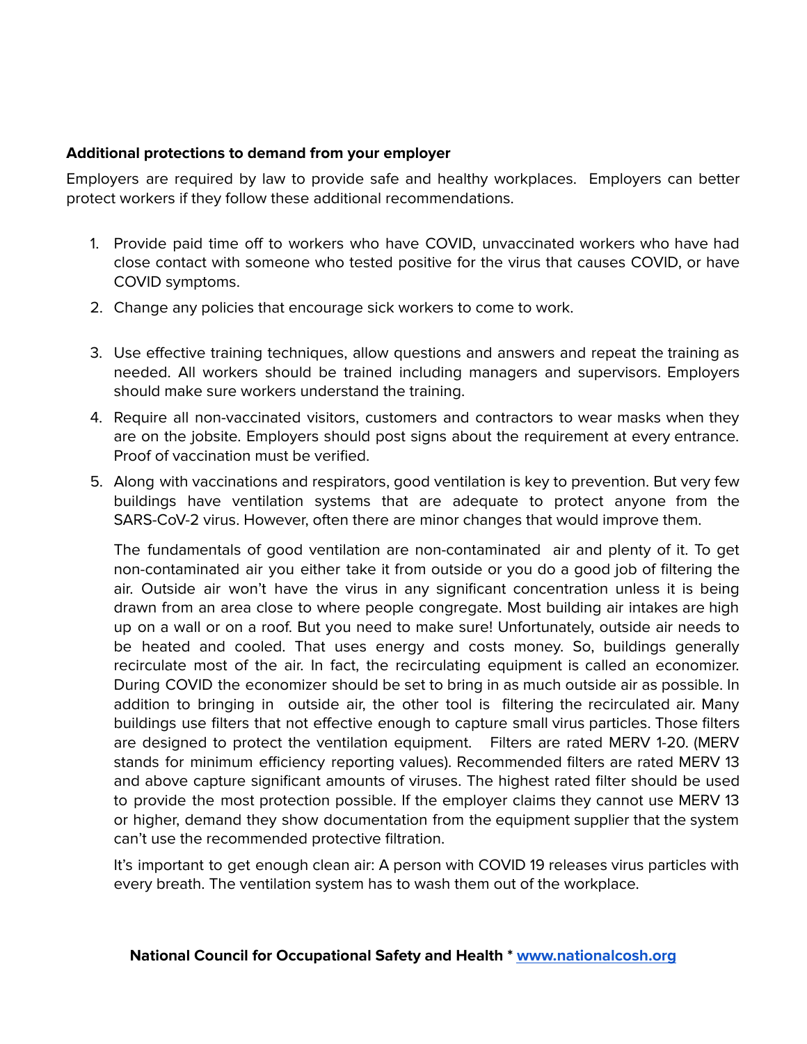**Additional protections to demand from your employer**

Employers are required by law to provide safe and healthy workplaces. Employers can better protect workers if they follow these additional recommendations.

1. Provide paid time off to workers who have COVID, unvaccinated workers who have had close contact with someone who tested positive for the virus that causes COVID, or have COVID symptoms.
2. Change any policies that encourage sick workers to come to work.
3. Use effective training techniques, allow questions and answers and repeat the training as needed. All workers should be trained including managers and supervisors. Employers should make sure workers understand the training.
4. Require all non-vaccinated visitors, customers and contractors to wear masks when they are on the jobsite. Employers should post signs about the requirement at every entrance. Proof of vaccination must be verified.
5. Along with vaccinations and respirators, good ventilation is key to prevention. But very few buildings have ventilation systems that are adequate to protect anyone from the SARS-CoV-2 virus. However, often there are minor changes that would improve them.

   The fundamentals of good ventilation are non-contaminated air and plenty of it. To get non-contaminated air you either take it from outside or you do a good job of filtering the air. Outside air won't have the virus in any significant concentration unless it is being drawn from an area close to where people congregate. Most building air intakes are high up on a wall or on a roof. But you need to make sure! Unfortunately, outside air needs to be heated and cooled. That uses energy and costs money. So, buildings generally recirculate most of the air. In fact, the recirculating equipment is called an economizer. During COVID the economizer should be set to bring in as much outside air as possible. In addition to bringing in outside air, the other tool is filtering the recirculated air. Many buildings use filters that not effective enough to capture small virus particles. Those filters are designed to protect the ventilation equipment. Filters are rated MERV 1-20. (MERV stands for minimum efficiency reporting values). Recommended filters are rated MERV 13 and above capture significant amounts of viruses. The highest rated filter should be used to provide the most protection possible. If the employer claims they cannot use MERV 13 or higher, demand they show documentation from the equipment supplier that the system can't use the recommended protective filtration.

   It's important to get enough clean air: A person with COVID 19 releases virus particles with every breath. The ventilation system has to wash them out of the workplace.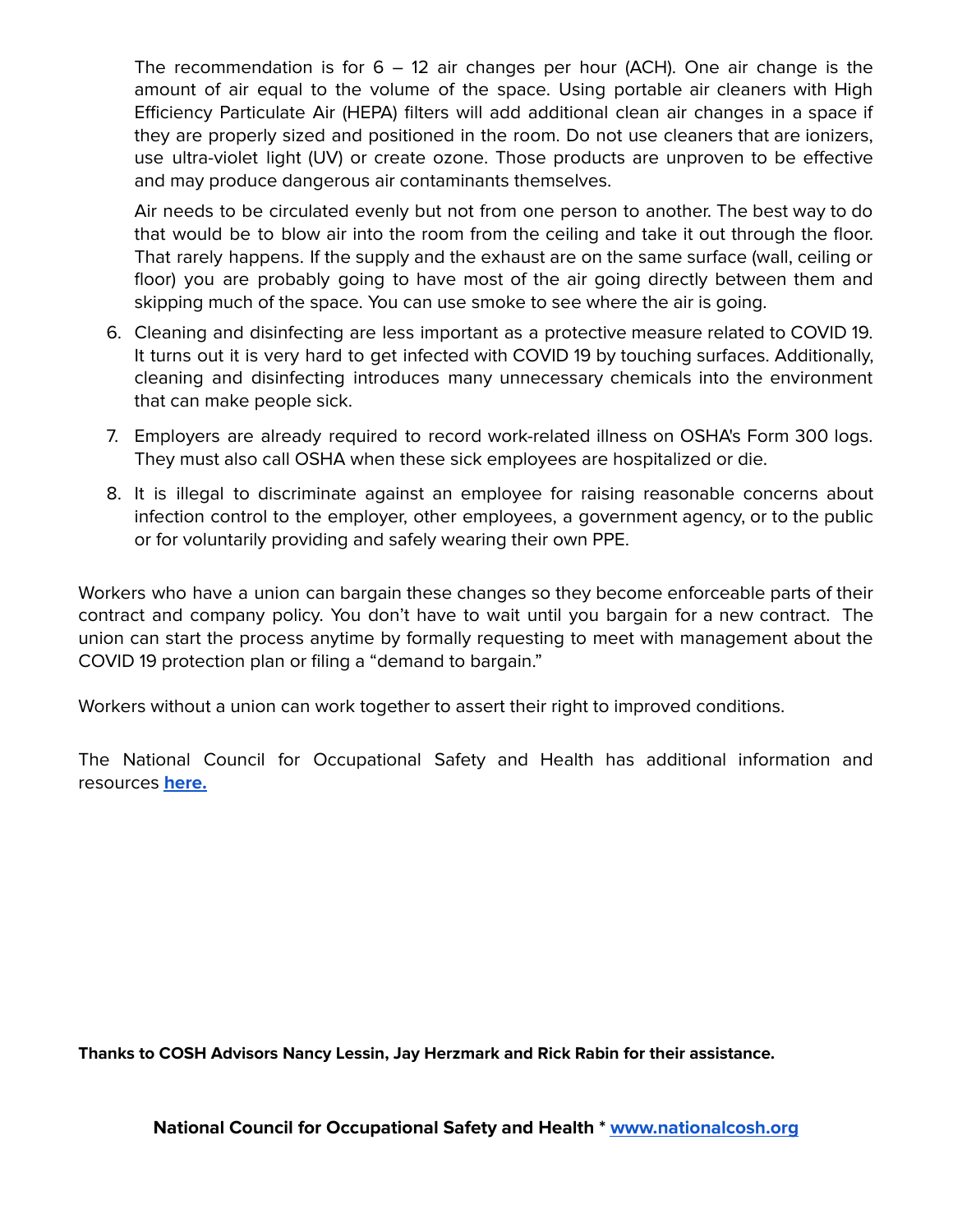The recommendation is for 6 – 12 air changes per hour (ACH). One air change is the amount of air equal to the volume of the space. Using portable air cleaners with High Efficiency Particulate Air (HEPA) filters will add additional clean air changes in a space if they are properly sized and positioned in the room. Do not use cleaners that are ionizers, use ultra-violet light (UV) or create ozone. Those products are unproven to be effective and may produce dangerous air contaminants themselves.

Air needs to be circulated evenly but not from one person to another. The best way to do that would be to blow air into the room from the ceiling and take it out through the floor. That rarely happens. If the supply and the exhaust are on the same surface (wall, ceiling or floor) you are probably going to have most of the air going directly between them and skipping much of the space. You can use smoke to see where the air is going.

6. Cleaning and disinfecting are less important as a protective measure related to COVID 19. It turns out it is very hard to get infected with COVID 19 by touching surfaces. Additionally, cleaning and disinfecting introduces many unnecessary chemicals into the environment that can make people sick.

7. Employers are already required to record work-related illness on OSHA's Form 300 logs. They must also call OSHA when these sick employees are hospitalized or die.

8. It is illegal to discriminate against an employee for raising reasonable concerns about infection control to the employer, other employees, a government agency, or to the public or for voluntarily providing and safely wearing their own PPE.

Workers who have a union can bargain these changes so they become enforceable parts of their contract and company policy. You don't have to wait until you bargain for a new contract. The union can start the process anytime by formally requesting to meet with management about the COVID 19 protection plan or filing a "demand to bargain."

Workers without a union can work together to assert their right to improved conditions.

The National Council for Occupational Safety and Health has additional information and resources **here.**

**Thanks to COSH Advisors Nancy Lessin, Jay Herzmark and Rick Rabin for their assistance.**

**National Council for Occupational Safety and Health * www.nationalcosh.org**